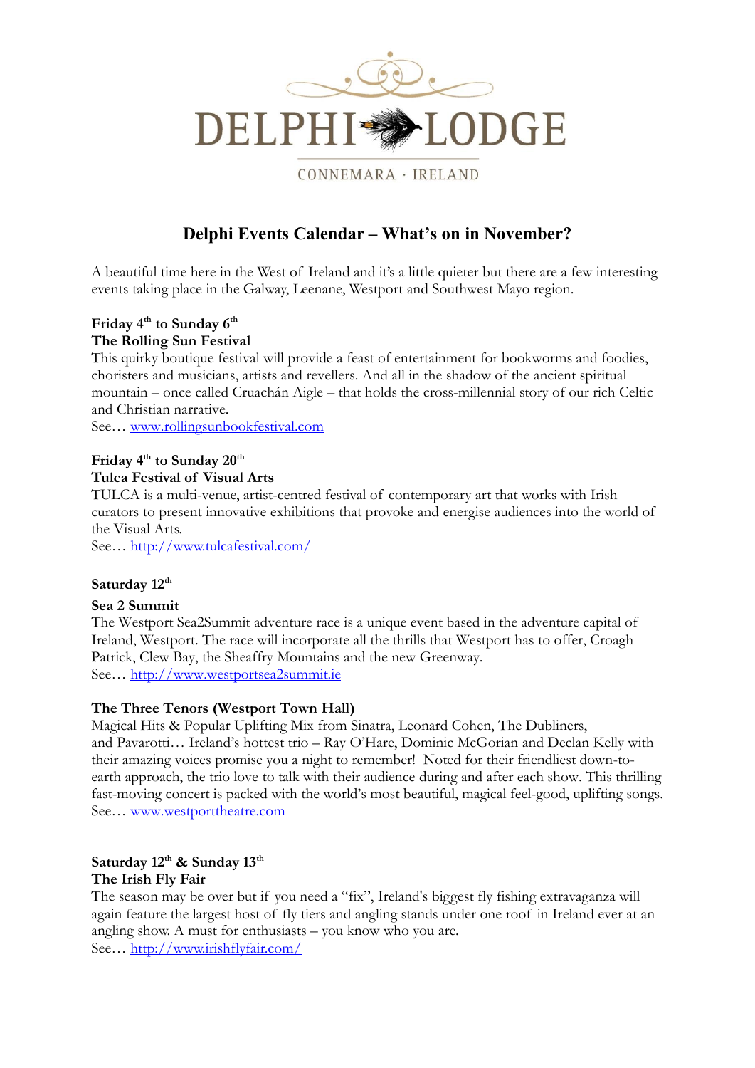DELPHI LODGE

CONNEMARA · IRELAND

# Delphi Events Calendar – What's on in November?

A beautiful time here in the West of Ireland and it's a little quieter but there are a few interesting events taking place in the Galway, Leenane, Westport and Southwest Mayo region.

**Friday 4th to Sunday 6th**
**The Rolling Sun Festival**
This quirky boutique festival will provide a feast of entertainment for bookworms and foodies, choristers and musicians, artists and revellers. And all in the shadow of the ancient spiritual mountain – once called Cruachán Aigle – that holds the cross-millennial story of our rich Celtic and Christian narrative.
See… [www.rollingsunbookfestival.com](www.rollingsunbookfestival.com)

**Friday 4th to Sunday 20th**
**Tulca Festival of Visual Arts**
TULCA is a multi-venue, artist-centred festival of contemporary art that works with Irish curators to present innovative exhibitions that provoke and energise audiences into the world of the Visual Arts.
See… [http://www.tulcafestival.com/](http://www.tulcafestival.com/)

**Saturday 12th**

**Sea 2 Summit**
The Westport Sea2Summit adventure race is a unique event based in the adventure capital of Ireland, Westport. The race will incorporate all the thrills that Westport has to offer, Croagh Patrick, Clew Bay, the Sheaffry Mountains and the new Greenway.
See… [http://www.westportsea2summit.ie](http://www.westportsea2summit.ie)

**The Three Tenors (Westport Town Hall)**
Magical Hits & Popular Uplifting Mix from Sinatra, Leonard Cohen, The Dubliners, and Pavarotti… Ireland's hottest trio – Ray O'Hare, Dominic McGorian and Declan Kelly with their amazing voices promise you a night to remember! Noted for their friendliest down-to-earth approach, the trio love to talk with their audience during and after each show. This thrilling fast-moving concert is packed with the world's most beautiful, magical feel-good, uplifting songs.
See… [www.westporttheatre.com](www.westporttheatre.com)

**Saturday 12th & Sunday 13th**
**The Irish Fly Fair**
The season may be over but if you need a "fix", Ireland's biggest fly fishing extravaganza will again feature the largest host of fly tiers and angling stands under one roof in Ireland ever at an angling show. A must for enthusiasts – you know who you are.
See… [http://www.irishflyfair.com/](http://www.irishflyfair.com/)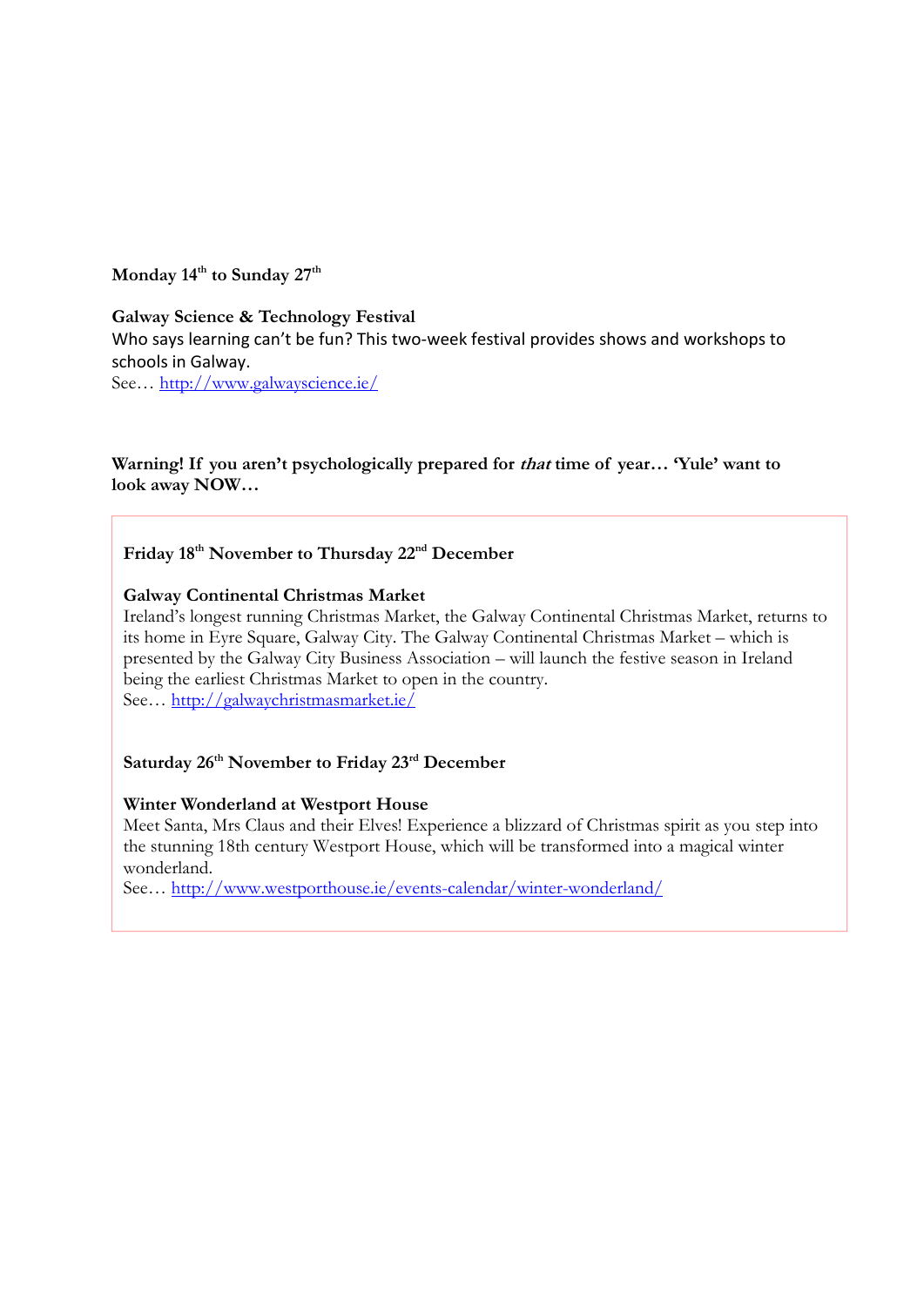**Monday 14th to Sunday 27th**

**Galway Science & Technology Festival**
Who says learning can't be fun? This two-week festival provides shows and workshops to schools in Galway.
See… [http://www.galwayscience.ie/](http://www.galwayscience.ie/)

**Warning! If you aren't psychologically prepared for *that* time of year… 'Yule' want to look away NOW…**

**Friday 18th November to Thursday 22nd December**

**Galway Continental Christmas Market**
Ireland's longest running Christmas Market, the Galway Continental Christmas Market, returns to its home in Eyre Square, Galway City. The Galway Continental Christmas Market – which is presented by the Galway City Business Association – will launch the festive season in Ireland being the earliest Christmas Market to open in the country.
See… [http://galwaychristmasmarket.ie/](http://galwaychristmasmarket.ie/)

**Saturday 26th November to Friday 23rd December**

**Winter Wonderland at Westport House**
Meet Santa, Mrs Claus and their Elves! Experience a blizzard of Christmas spirit as you step into the stunning 18th century Westport House, which will be transformed into a magical winter wonderland.
See… [http://www.westporthouse.ie/events-calendar/winter-wonderland/](http://www.westporthouse.ie/events-calendar/winter-wonderland/)